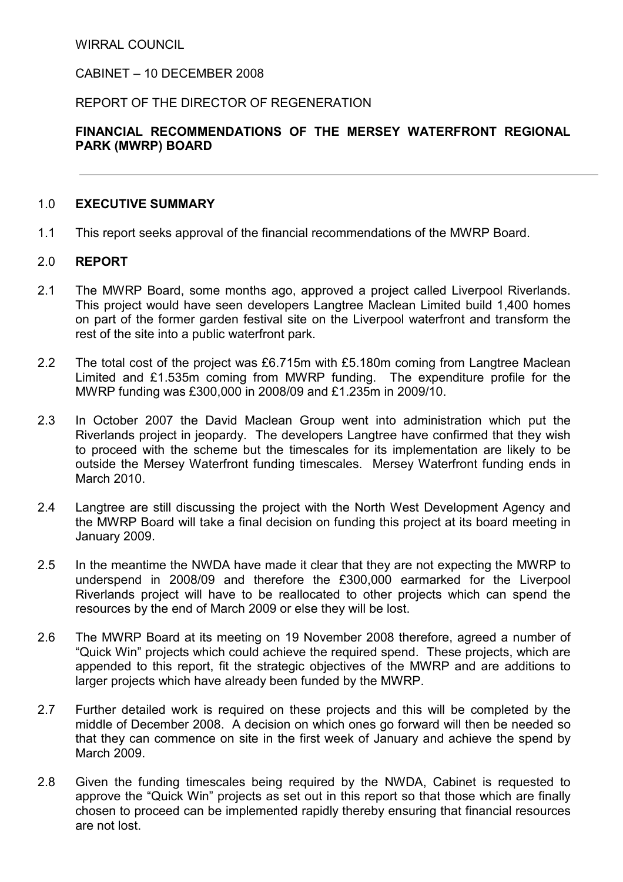WIRRAL COUNCIL

CABINET – 10 DECEMBER 2008

REPORT OF THE DIRECTOR OF REGENERATION

**FINANCIAL RECOMMENDATIONS OF THE MERSEY WATERFRONT REGIONAL PARK (MWRP) BOARD**

---

## 1.0 EXECUTIVE SUMMARY

1.1 This report seeks approval of the financial recommendations of the MWRP Board.

## 2.0 REPORT

2.1 The MWRP Board, some months ago, approved a project called Liverpool Riverlands. This project would have seen developers Langtree Maclean Limited build 1,400 homes on part of the former garden festival site on the Liverpool waterfront and transform the rest of the site into a public waterfront park.

2.2 The total cost of the project was £6.715m with £5.180m coming from Langtree Maclean Limited and £1.535m coming from MWRP funding. The expenditure profile for the MWRP funding was £300,000 in 2008/09 and £1.235m in 2009/10.

2.3 In October 2007 the David Maclean Group went into administration which put the Riverlands project in jeopardy. The developers Langtree have confirmed that they wish to proceed with the scheme but the timescales for its implementation are likely to be outside the Mersey Waterfront funding timescales. Mersey Waterfront funding ends in March 2010.

2.4 Langtree are still discussing the project with the North West Development Agency and the MWRP Board will take a final decision on funding this project at its board meeting in January 2009.

2.5 In the meantime the NWDA have made it clear that they are not expecting the MWRP to underspend in 2008/09 and therefore the £300,000 earmarked for the Liverpool Riverlands project will have to be reallocated to other projects which can spend the resources by the end of March 2009 or else they will be lost.

2.6 The MWRP Board at its meeting on 19 November 2008 therefore, agreed a number of "Quick Win" projects which could achieve the required spend. These projects, which are appended to this report, fit the strategic objectives of the MWRP and are additions to larger projects which have already been funded by the MWRP.

2.7 Further detailed work is required on these projects and this will be completed by the middle of December 2008. A decision on which ones go forward will then be needed so that they can commence on site in the first week of January and achieve the spend by March 2009.

2.8 Given the funding timescales being required by the NWDA, Cabinet is requested to approve the "Quick Win" projects as set out in this report so that those which are finally chosen to proceed can be implemented rapidly thereby ensuring that financial resources are not lost.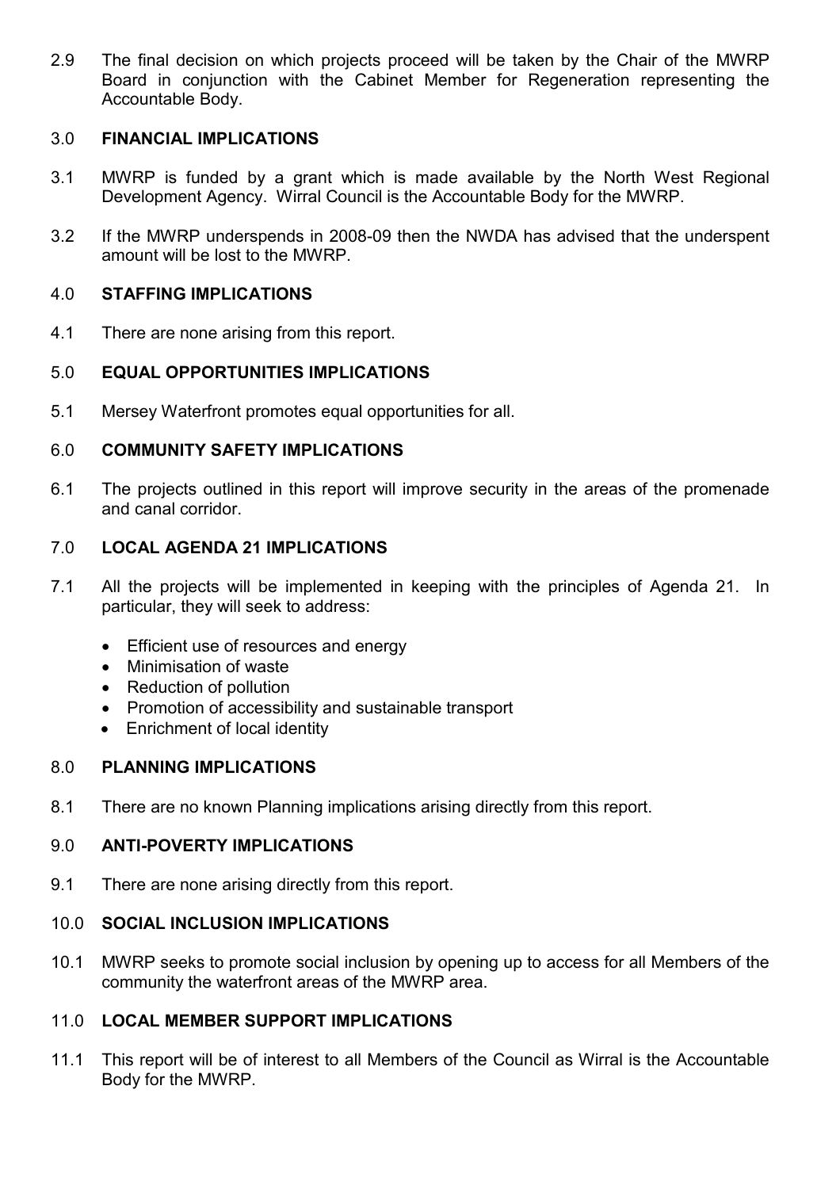2.9 The final decision on which projects proceed will be taken by the Chair of the MWRP Board in conjunction with the Cabinet Member for Regeneration representing the Accountable Body.

## 3.0 FINANCIAL IMPLICATIONS

3.1 MWRP is funded by a grant which is made available by the North West Regional Development Agency. Wirral Council is the Accountable Body for the MWRP.

3.2 If the MWRP underspends in 2008-09 then the NWDA has advised that the underspent amount will be lost to the MWRP.

## 4.0 STAFFING IMPLICATIONS

4.1 There are none arising from this report.

## 5.0 EQUAL OPPORTUNITIES IMPLICATIONS

5.1 Mersey Waterfront promotes equal opportunities for all.

## 6.0 COMMUNITY SAFETY IMPLICATIONS

6.1 The projects outlined in this report will improve security in the areas of the promenade and canal corridor.

## 7.0 LOCAL AGENDA 21 IMPLICATIONS

7.1 All the projects will be implemented in keeping with the principles of Agenda 21. In particular, they will seek to address:

- Efficient use of resources and energy
- Minimisation of waste
- Reduction of pollution
- Promotion of accessibility and sustainable transport
- Enrichment of local identity

## 8.0 PLANNING IMPLICATIONS

8.1 There are no known Planning implications arising directly from this report.

## 9.0 ANTI-POVERTY IMPLICATIONS

9.1 There are none arising directly from this report.

## 10.0 SOCIAL INCLUSION IMPLICATIONS

10.1 MWRP seeks to promote social inclusion by opening up to access for all Members of the community the waterfront areas of the MWRP area.

## 11.0 LOCAL MEMBER SUPPORT IMPLICATIONS

11.1 This report will be of interest to all Members of the Council as Wirral is the Accountable Body for the MWRP.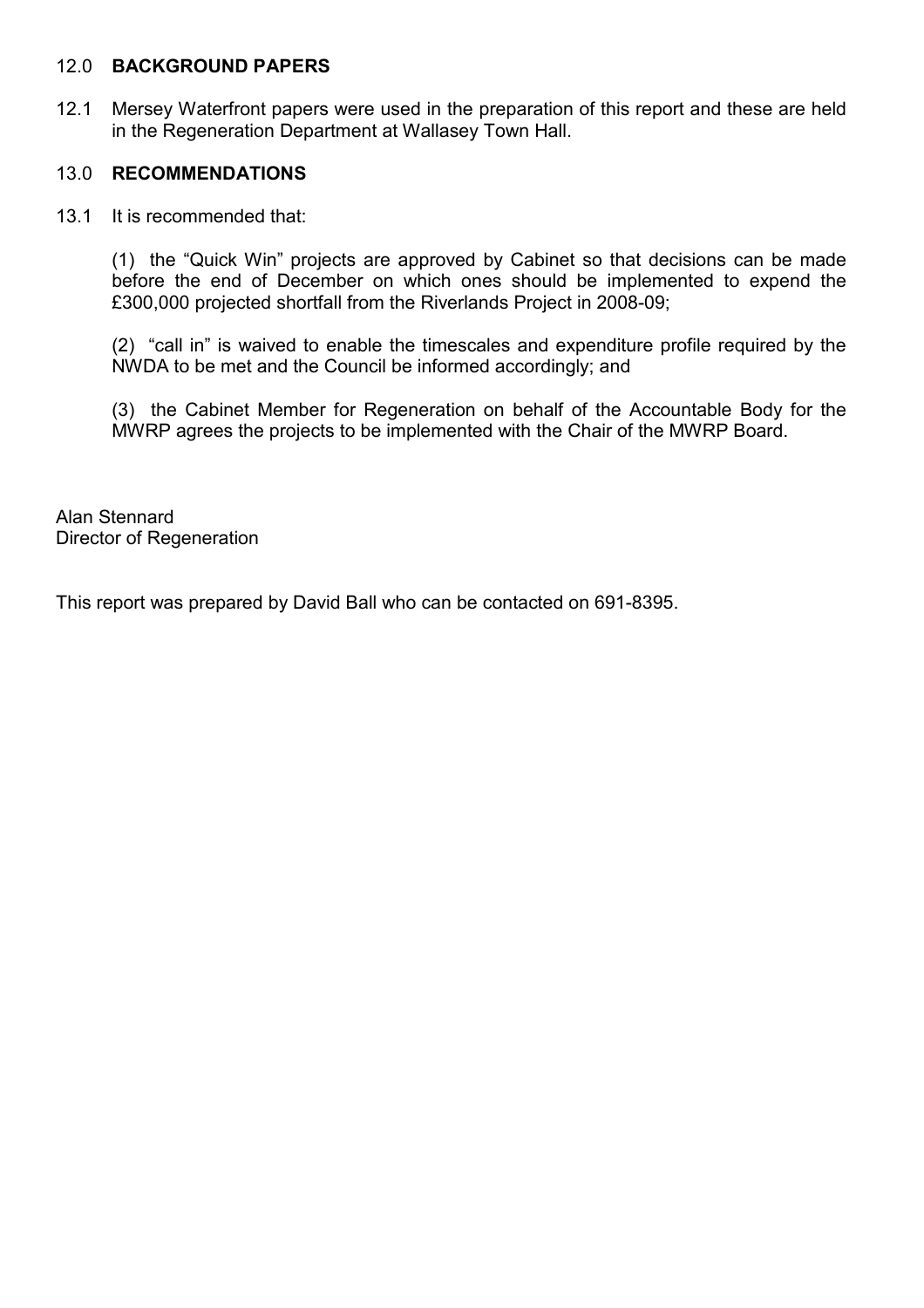## 12.0 BACKGROUND PAPERS

12.1 Mersey Waterfront papers were used in the preparation of this report and these are held in the Regeneration Department at Wallasey Town Hall.

## 13.0 RECOMMENDATIONS

13.1 It is recommended that:

(1) the "Quick Win" projects are approved by Cabinet so that decisions can be made before the end of December on which ones should be implemented to expend the £300,000 projected shortfall from the Riverlands Project in 2008-09;

(2) "call in" is waived to enable the timescales and expenditure profile required by the NWDA to be met and the Council be informed accordingly; and

(3) the Cabinet Member for Regeneration on behalf of the Accountable Body for the MWRP agrees the projects to be implemented with the Chair of the MWRP Board.

Alan Stennard
Director of Regeneration

This report was prepared by David Ball who can be contacted on 691-8395.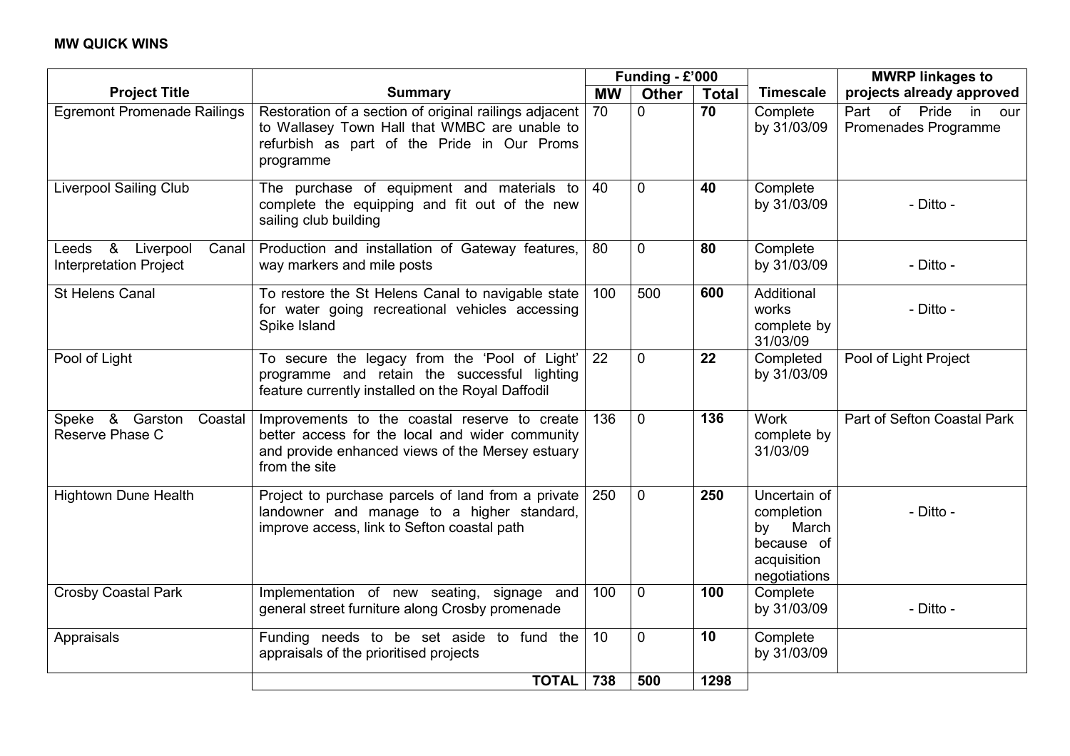**MW QUICK WINS**

| Project Title | Summary | Funding - £'000 | | | Timescale | MWRP linkages to projects already approved |
|---|---|---|---|---|---|---|
| | | MW | Other | Total | | |
| Egremont Promenade Railings | Restoration of a section of original railings adjacent to Wallasey Town Hall that WMBC are unable to refurbish as part of the Pride in Our Proms programme | 70 | 0 | **70** | Complete by 31/03/09 | Part of Pride in our Promenades Programme |
| Liverpool Sailing Club | The purchase of equipment and materials to complete the equipping and fit out of the new sailing club building | 40 | 0 | **40** | Complete by 31/03/09 | - Ditto - |
| Leeds & Liverpool Canal Interpretation Project | Production and installation of Gateway features, way markers and mile posts | 80 | 0 | **80** | Complete by 31/03/09 | - Ditto - |
| St Helens Canal | To restore the St Helens Canal to navigable state for water going recreational vehicles accessing Spike Island | 100 | 500 | **600** | Additional works complete by 31/03/09 | - Ditto - |
| Pool of Light | To secure the legacy from the 'Pool of Light' programme and retain the successful lighting feature currently installed on the Royal Daffodil | 22 | 0 | **22** | Completed by 31/03/09 | Pool of Light Project |
| Speke & Garston Coastal Reserve Phase C | Improvements to the coastal reserve to create better access for the local and wider community and provide enhanced views of the Mersey estuary from the site | 136 | 0 | **136** | Work complete by 31/03/09 | Part of Sefton Coastal Park |
| Hightown Dune Health | Project to purchase parcels of land from a private landowner and manage to a higher standard, improve access, link to Sefton coastal path | 250 | 0 | **250** | Uncertain of completion by March because of acquisition negotiations | - Ditto - |
| Crosby Coastal Park | Implementation of new seating, signage and general street furniture along Crosby promenade | 100 | 0 | **100** | Complete by 31/03/09 | - Ditto - |
| Appraisals | Funding needs to be set aside to fund the appraisals of the prioritised projects | 10 | 0 | **10** | Complete by 31/03/09 | |
| | **TOTAL** | **738** | **500** | **1298** | | |